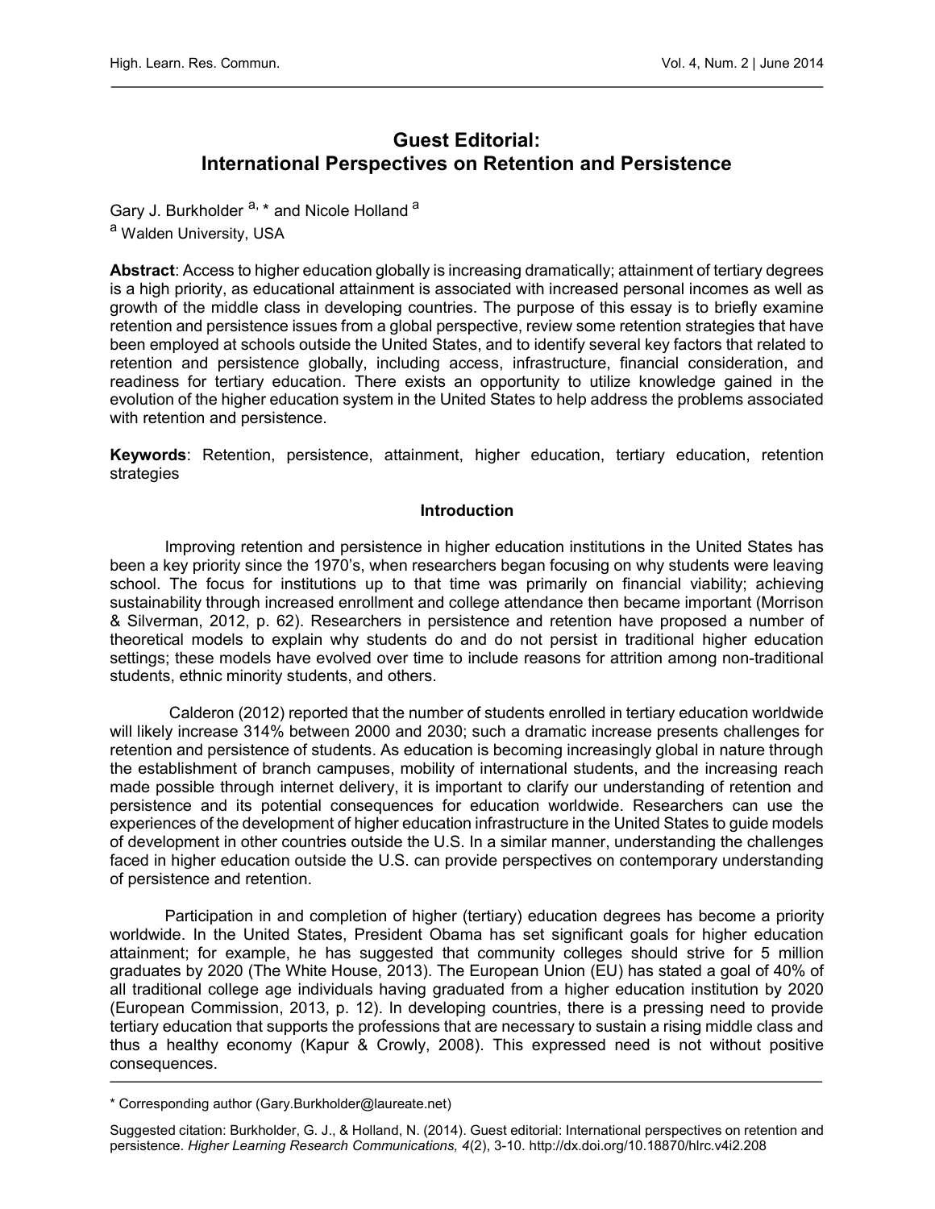# Guest Editorial: International Perspectives on Retention and Persistence

Gary J. Burkholder [a, *] and Nicole Holland [a]

[a] Walden University, USA

**Abstract**: Access to higher education globally is increasing dramatically; attainment of tertiary degrees is a high priority, as educational attainment is associated with increased personal incomes as well as growth of the middle class in developing countries. The purpose of this essay is to briefly examine retention and persistence issues from a global perspective, review some retention strategies that have been employed at schools outside the United States, and to identify several key factors that related to retention and persistence globally, including access, infrastructure, financial consideration, and readiness for tertiary education. There exists an opportunity to utilize knowledge gained in the evolution of the higher education system in the United States to help address the problems associated with retention and persistence.

**Keywords**: Retention, persistence, attainment, higher education, tertiary education, retention strategies

## Introduction

Improving retention and persistence in higher education institutions in the United States has been a key priority since the 1970's, when researchers began focusing on why students were leaving school. The focus for institutions up to that time was primarily on financial viability; achieving sustainability through increased enrollment and college attendance then became important (Morrison & Silverman, 2012, p. 62). Researchers in persistence and retention have proposed a number of theoretical models to explain why students do and do not persist in traditional higher education settings; these models have evolved over time to include reasons for attrition among non-traditional students, ethnic minority students, and others.

Calderon (2012) reported that the number of students enrolled in tertiary education worldwide will likely increase 314% between 2000 and 2030; such a dramatic increase presents challenges for retention and persistence of students. As education is becoming increasingly global in nature through the establishment of branch campuses, mobility of international students, and the increasing reach made possible through internet delivery, it is important to clarify our understanding of retention and persistence and its potential consequences for education worldwide. Researchers can use the experiences of the development of higher education infrastructure in the United States to guide models of development in other countries outside the U.S. In a similar manner, understanding the challenges faced in higher education outside the U.S. can provide perspectives on contemporary understanding of persistence and retention.

Participation in and completion of higher (tertiary) education degrees has become a priority worldwide. In the United States, President Obama has set significant goals for higher education attainment; for example, he has suggested that community colleges should strive for 5 million graduates by 2020 (The White House, 2013). The European Union (EU) has stated a goal of 40% of all traditional college age individuals having graduated from a higher education institution by 2020 (European Commission, 2013, p. 12). In developing countries, there is a pressing need to provide tertiary education that supports the professions that are necessary to sustain a rising middle class and thus a healthy economy (Kapur & Crowly, 2008). This expressed need is not without positive consequences.

---

\* Corresponding author (Gary.Burkholder@laureate.net)

Suggested citation: Burkholder, G. J., & Holland, N. (2014). Guest editorial: International perspectives on retention and persistence. *Higher Learning Research Communications, 4*(2), 3-10. http://dx.doi.org/10.18870/hlrc.v4i2.208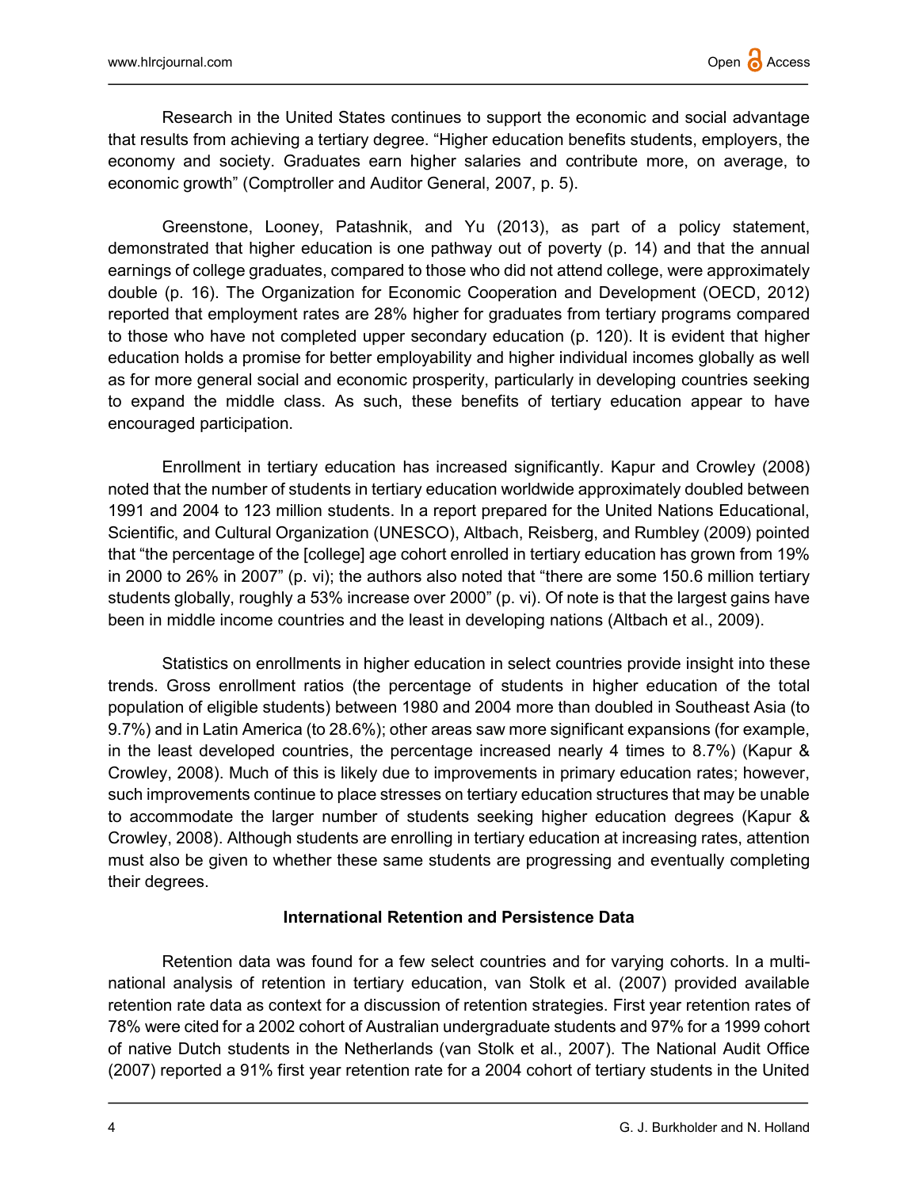Research in the United States continues to support the economic and social advantage that results from achieving a tertiary degree. “Higher education benefits students, employers, the economy and society. Graduates earn higher salaries and contribute more, on average, to economic growth” (Comptroller and Auditor General, 2007, p. 5).

Greenstone, Looney, Patashnik, and Yu (2013), as part of a policy statement, demonstrated that higher education is one pathway out of poverty (p. 14) and that the annual earnings of college graduates, compared to those who did not attend college, were approximately double (p. 16). The Organization for Economic Cooperation and Development (OECD, 2012) reported that employment rates are 28% higher for graduates from tertiary programs compared to those who have not completed upper secondary education (p. 120). It is evident that higher education holds a promise for better employability and higher individual incomes globally as well as for more general social and economic prosperity, particularly in developing countries seeking to expand the middle class. As such, these benefits of tertiary education appear to have encouraged participation.

Enrollment in tertiary education has increased significantly. Kapur and Crowley (2008) noted that the number of students in tertiary education worldwide approximately doubled between 1991 and 2004 to 123 million students. In a report prepared for the United Nations Educational, Scientific, and Cultural Organization (UNESCO), Altbach, Reisberg, and Rumbley (2009) pointed that “the percentage of the [college] age cohort enrolled in tertiary education has grown from 19% in 2000 to 26% in 2007” (p. vi); the authors also noted that “there are some 150.6 million tertiary students globally, roughly a 53% increase over 2000” (p. vi). Of note is that the largest gains have been in middle income countries and the least in developing nations (Altbach et al., 2009).

Statistics on enrollments in higher education in select countries provide insight into these trends. Gross enrollment ratios (the percentage of students in higher education of the total population of eligible students) between 1980 and 2004 more than doubled in Southeast Asia (to 9.7%) and in Latin America (to 28.6%); other areas saw more significant expansions (for example, in the least developed countries, the percentage increased nearly 4 times to 8.7%) (Kapur & Crowley, 2008). Much of this is likely due to improvements in primary education rates; however, such improvements continue to place stresses on tertiary education structures that may be unable to accommodate the larger number of students seeking higher education degrees (Kapur & Crowley, 2008). Although students are enrolling in tertiary education at increasing rates, attention must also be given to whether these same students are progressing and eventually completing their degrees.

## International Retention and Persistence Data

Retention data was found for a few select countries and for varying cohorts. In a multi-national analysis of retention in tertiary education, van Stolk et al. (2007) provided available retention rate data as context for a discussion of retention strategies. First year retention rates of 78% were cited for a 2002 cohort of Australian undergraduate students and 97% for a 1999 cohort of native Dutch students in the Netherlands (van Stolk et al., 2007). The National Audit Office (2007) reported a 91% first year retention rate for a 2004 cohort of tertiary students in the United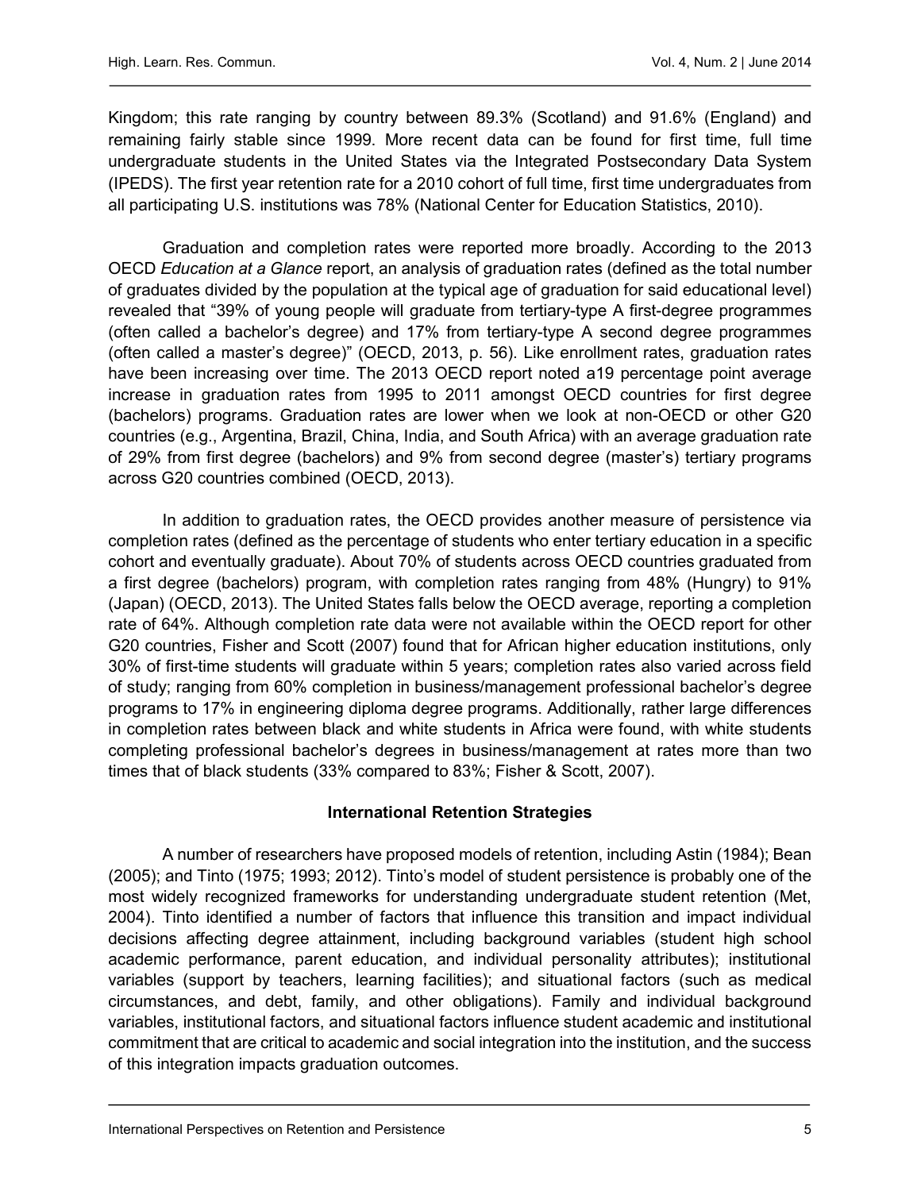Kingdom; this rate ranging by country between 89.3% (Scotland) and 91.6% (England) and remaining fairly stable since 1999. More recent data can be found for first time, full time undergraduate students in the United States via the Integrated Postsecondary Data System (IPEDS). The first year retention rate for a 2010 cohort of full time, first time undergraduates from all participating U.S. institutions was 78% (National Center for Education Statistics, 2010).

Graduation and completion rates were reported more broadly. According to the 2013 OECD *Education at a Glance* report, an analysis of graduation rates (defined as the total number of graduates divided by the population at the typical age of graduation for said educational level) revealed that "39% of young people will graduate from tertiary-type A first-degree programmes (often called a bachelor's degree) and 17% from tertiary-type A second degree programmes (often called a master's degree)" (OECD, 2013, p. 56). Like enrollment rates, graduation rates have been increasing over time. The 2013 OECD report noted a19 percentage point average increase in graduation rates from 1995 to 2011 amongst OECD countries for first degree (bachelors) programs. Graduation rates are lower when we look at non-OECD or other G20 countries (e.g., Argentina, Brazil, China, India, and South Africa) with an average graduation rate of 29% from first degree (bachelors) and 9% from second degree (master's) tertiary programs across G20 countries combined (OECD, 2013).

In addition to graduation rates, the OECD provides another measure of persistence via completion rates (defined as the percentage of students who enter tertiary education in a specific cohort and eventually graduate). About 70% of students across OECD countries graduated from a first degree (bachelors) program, with completion rates ranging from 48% (Hungry) to 91% (Japan) (OECD, 2013). The United States falls below the OECD average, reporting a completion rate of 64%. Although completion rate data were not available within the OECD report for other G20 countries, Fisher and Scott (2007) found that for African higher education institutions, only 30% of first-time students will graduate within 5 years; completion rates also varied across field of study; ranging from 60% completion in business/management professional bachelor's degree programs to 17% in engineering diploma degree programs. Additionally, rather large differences in completion rates between black and white students in Africa were found, with white students completing professional bachelor's degrees in business/management at rates more than two times that of black students (33% compared to 83%; Fisher & Scott, 2007).

## International Retention Strategies

A number of researchers have proposed models of retention, including Astin (1984); Bean (2005); and Tinto (1975; 1993; 2012). Tinto's model of student persistence is probably one of the most widely recognized frameworks for understanding undergraduate student retention (Met, 2004). Tinto identified a number of factors that influence this transition and impact individual decisions affecting degree attainment, including background variables (student high school academic performance, parent education, and individual personality attributes); institutional variables (support by teachers, learning facilities); and situational factors (such as medical circumstances, and debt, family, and other obligations). Family and individual background variables, institutional factors, and situational factors influence student academic and institutional commitment that are critical to academic and social integration into the institution, and the success of this integration impacts graduation outcomes.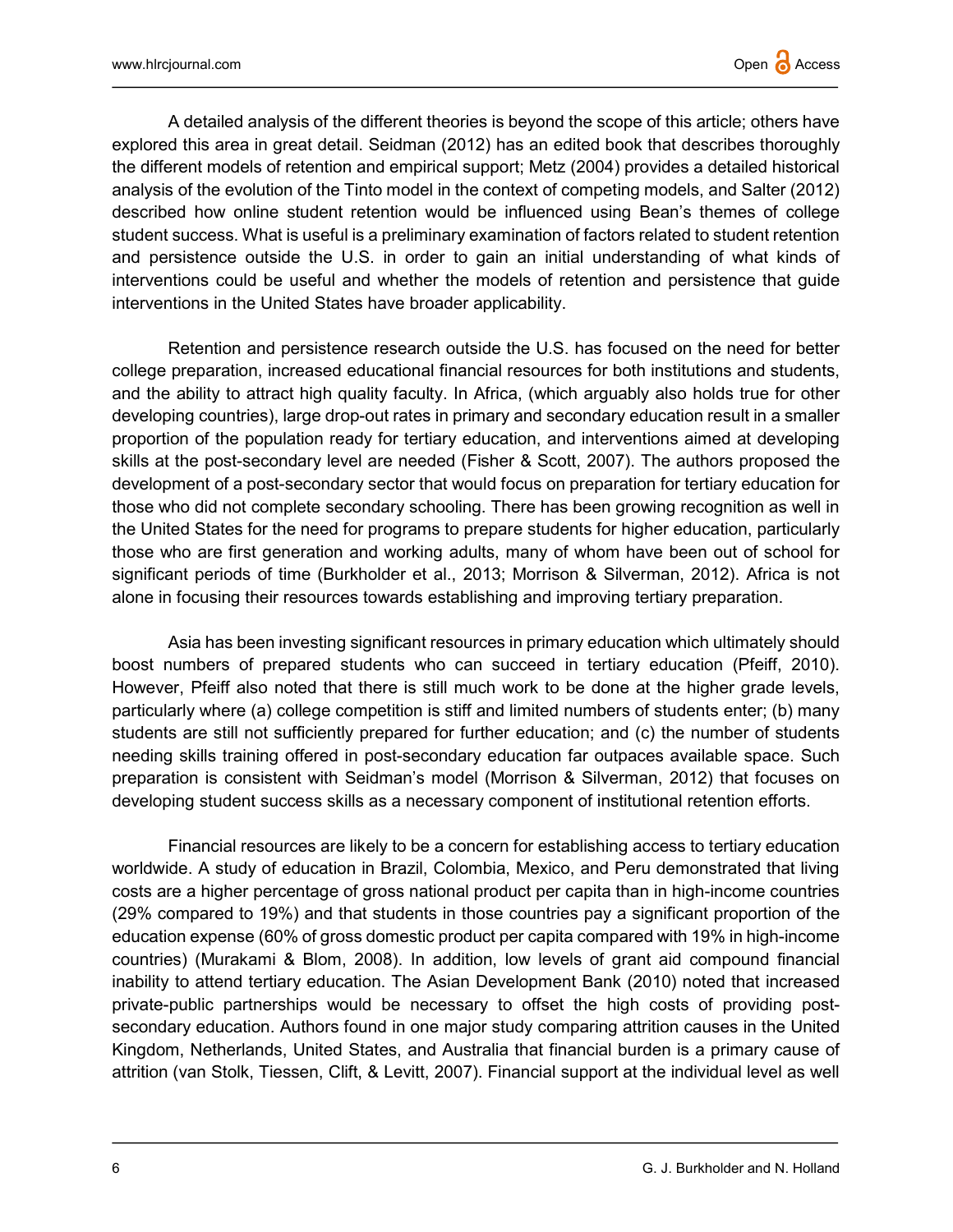A detailed analysis of the different theories is beyond the scope of this article; others have explored this area in great detail. Seidman (2012) has an edited book that describes thoroughly the different models of retention and empirical support; Metz (2004) provides a detailed historical analysis of the evolution of the Tinto model in the context of competing models, and Salter (2012) described how online student retention would be influenced using Bean's themes of college student success. What is useful is a preliminary examination of factors related to student retention and persistence outside the U.S. in order to gain an initial understanding of what kinds of interventions could be useful and whether the models of retention and persistence that guide interventions in the United States have broader applicability.

Retention and persistence research outside the U.S. has focused on the need for better college preparation, increased educational financial resources for both institutions and students, and the ability to attract high quality faculty. In Africa, (which arguably also holds true for other developing countries), large drop-out rates in primary and secondary education result in a smaller proportion of the population ready for tertiary education, and interventions aimed at developing skills at the post-secondary level are needed (Fisher & Scott, 2007). The authors proposed the development of a post-secondary sector that would focus on preparation for tertiary education for those who did not complete secondary schooling. There has been growing recognition as well in the United States for the need for programs to prepare students for higher education, particularly those who are first generation and working adults, many of whom have been out of school for significant periods of time (Burkholder et al., 2013; Morrison & Silverman, 2012). Africa is not alone in focusing their resources towards establishing and improving tertiary preparation.

Asia has been investing significant resources in primary education which ultimately should boost numbers of prepared students who can succeed in tertiary education (Pfeiff, 2010). However, Pfeiff also noted that there is still much work to be done at the higher grade levels, particularly where (a) college competition is stiff and limited numbers of students enter; (b) many students are still not sufficiently prepared for further education; and (c) the number of students needing skills training offered in post-secondary education far outpaces available space. Such preparation is consistent with Seidman's model (Morrison & Silverman, 2012) that focuses on developing student success skills as a necessary component of institutional retention efforts.

Financial resources are likely to be a concern for establishing access to tertiary education worldwide. A study of education in Brazil, Colombia, Mexico, and Peru demonstrated that living costs are a higher percentage of gross national product per capita than in high-income countries (29% compared to 19%) and that students in those countries pay a significant proportion of the education expense (60% of gross domestic product per capita compared with 19% in high-income countries) (Murakami & Blom, 2008). In addition, low levels of grant aid compound financial inability to attend tertiary education. The Asian Development Bank (2010) noted that increased private-public partnerships would be necessary to offset the high costs of providing post-secondary education. Authors found in one major study comparing attrition causes in the United Kingdom, Netherlands, United States, and Australia that financial burden is a primary cause of attrition (van Stolk, Tiessen, Clift, & Levitt, 2007). Financial support at the individual level as well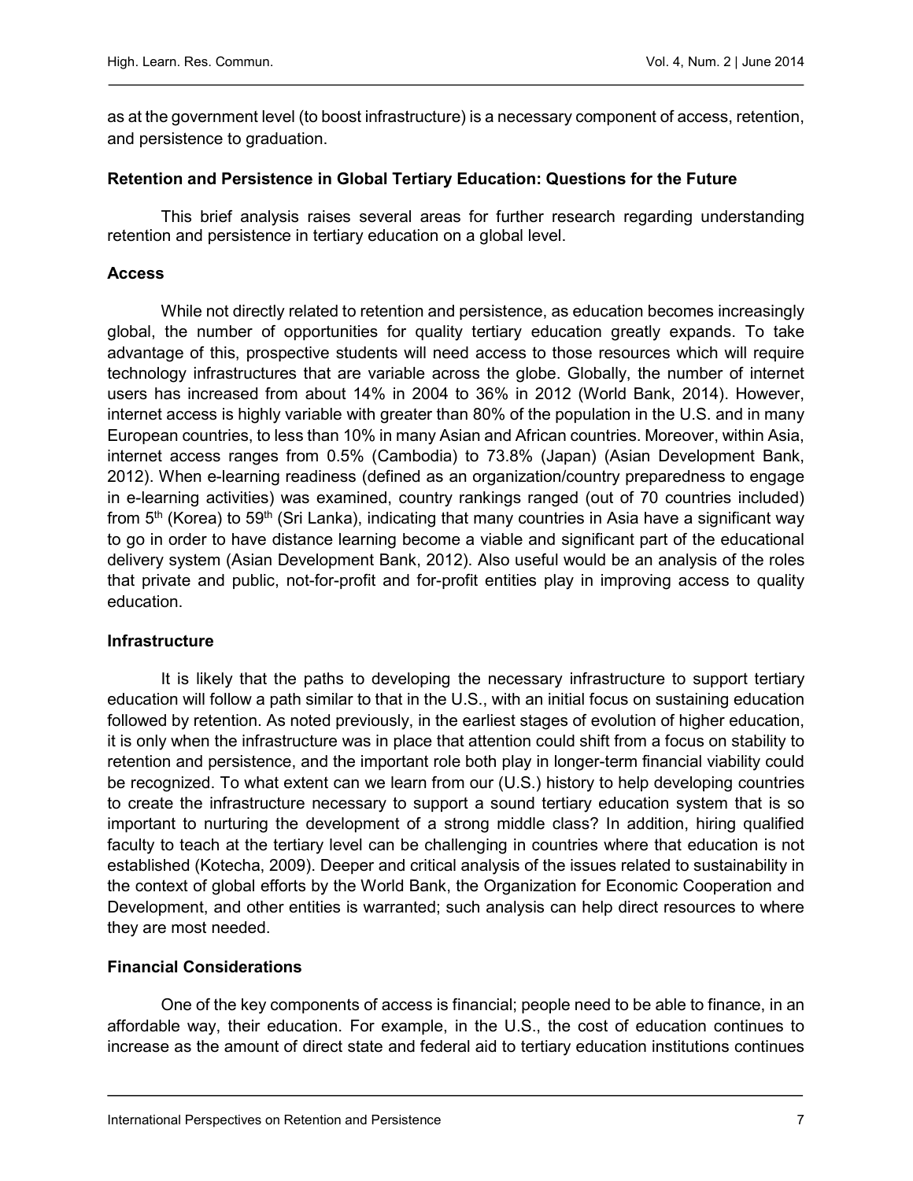as at the government level (to boost infrastructure) is a necessary component of access, retention, and persistence to graduation.

### Retention and Persistence in Global Tertiary Education: Questions for the Future

This brief analysis raises several areas for further research regarding understanding retention and persistence in tertiary education on a global level.

### Access

While not directly related to retention and persistence, as education becomes increasingly global, the number of opportunities for quality tertiary education greatly expands. To take advantage of this, prospective students will need access to those resources which will require technology infrastructures that are variable across the globe. Globally, the number of internet users has increased from about 14% in 2004 to 36% in 2012 (World Bank, 2014). However, internet access is highly variable with greater than 80% of the population in the U.S. and in many European countries, to less than 10% in many Asian and African countries. Moreover, within Asia, internet access ranges from 0.5% (Cambodia) to 73.8% (Japan) (Asian Development Bank, 2012). When e-learning readiness (defined as an organization/country preparedness to engage in e-learning activities) was examined, country rankings ranged (out of 70 countries included) from 5th (Korea) to 59th (Sri Lanka), indicating that many countries in Asia have a significant way to go in order to have distance learning become a viable and significant part of the educational delivery system (Asian Development Bank, 2012). Also useful would be an analysis of the roles that private and public, not-for-profit and for-profit entities play in improving access to quality education.

### Infrastructure

It is likely that the paths to developing the necessary infrastructure to support tertiary education will follow a path similar to that in the U.S., with an initial focus on sustaining education followed by retention. As noted previously, in the earliest stages of evolution of higher education, it is only when the infrastructure was in place that attention could shift from a focus on stability to retention and persistence, and the important role both play in longer-term financial viability could be recognized. To what extent can we learn from our (U.S.) history to help developing countries to create the infrastructure necessary to support a sound tertiary education system that is so important to nurturing the development of a strong middle class? In addition, hiring qualified faculty to teach at the tertiary level can be challenging in countries where that education is not established (Kotecha, 2009). Deeper and critical analysis of the issues related to sustainability in the context of global efforts by the World Bank, the Organization for Economic Cooperation and Development, and other entities is warranted; such analysis can help direct resources to where they are most needed.

### Financial Considerations

One of the key components of access is financial; people need to be able to finance, in an affordable way, their education. For example, in the U.S., the cost of education continues to increase as the amount of direct state and federal aid to tertiary education institutions continues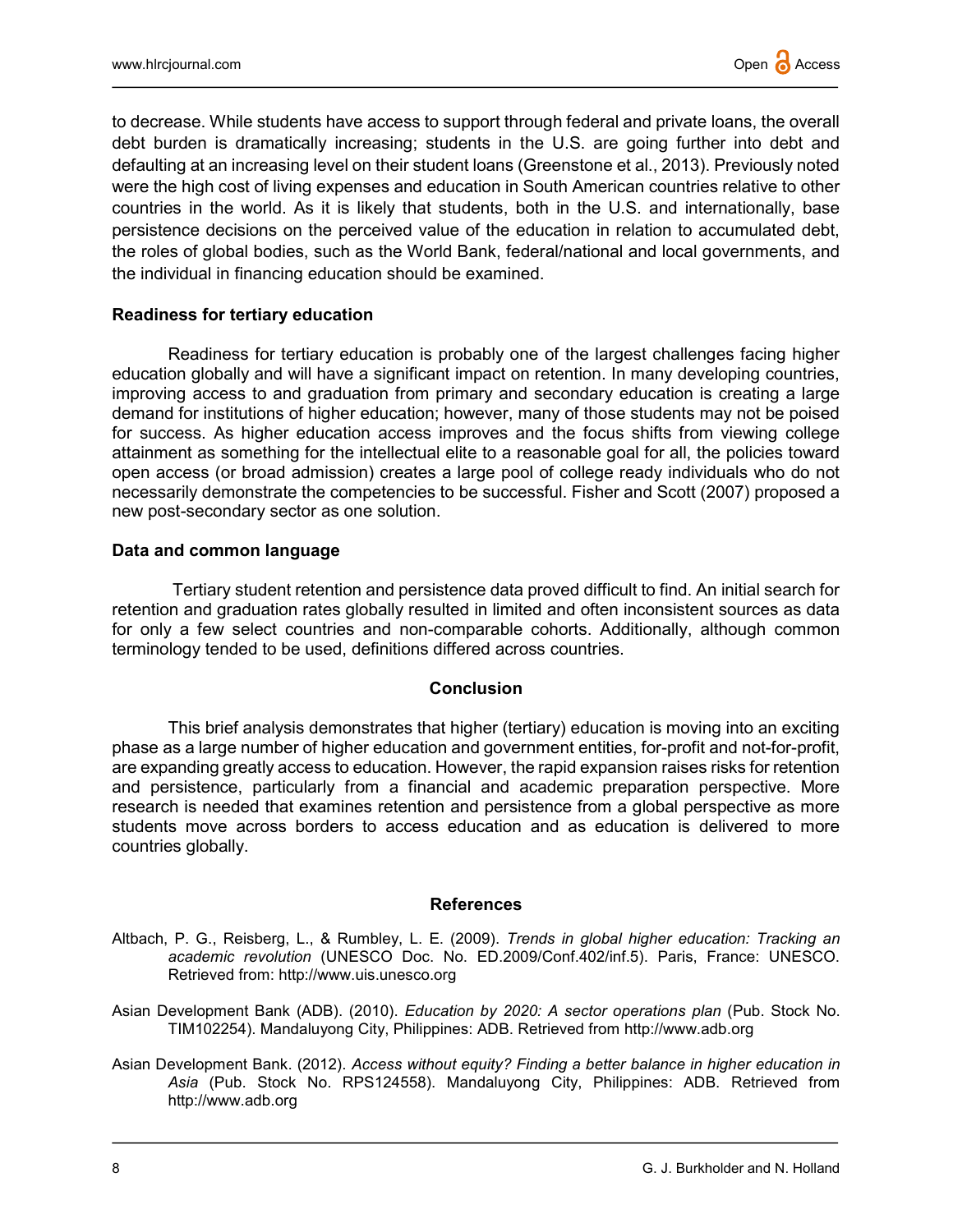to decrease. While students have access to support through federal and private loans, the overall debt burden is dramatically increasing; students in the U.S. are going further into debt and defaulting at an increasing level on their student loans (Greenstone et al., 2013). Previously noted were the high cost of living expenses and education in South American countries relative to other countries in the world. As it is likely that students, both in the U.S. and internationally, base persistence decisions on the perceived value of the education in relation to accumulated debt, the roles of global bodies, such as the World Bank, federal/national and local governments, and the individual in financing education should be examined.

### Readiness for tertiary education

Readiness for tertiary education is probably one of the largest challenges facing higher education globally and will have a significant impact on retention. In many developing countries, improving access to and graduation from primary and secondary education is creating a large demand for institutions of higher education; however, many of those students may not be poised for success. As higher education access improves and the focus shifts from viewing college attainment as something for the intellectual elite to a reasonable goal for all, the policies toward open access (or broad admission) creates a large pool of college ready individuals who do not necessarily demonstrate the competencies to be successful. Fisher and Scott (2007) proposed a new post-secondary sector as one solution.

### Data and common language

Tertiary student retention and persistence data proved difficult to find. An initial search for retention and graduation rates globally resulted in limited and often inconsistent sources as data for only a few select countries and non-comparable cohorts. Additionally, although common terminology tended to be used, definitions differed across countries.

## Conclusion

This brief analysis demonstrates that higher (tertiary) education is moving into an exciting phase as a large number of higher education and government entities, for-profit and not-for-profit, are expanding greatly access to education. However, the rapid expansion raises risks for retention and persistence, particularly from a financial and academic preparation perspective. More research is needed that examines retention and persistence from a global perspective as more students move across borders to access education and as education is delivered to more countries globally.

## References

Altbach, P. G., Reisberg, L., & Rumbley, L. E. (2009). *Trends in global higher education: Tracking an academic revolution* (UNESCO Doc. No. ED.2009/Conf.402/inf.5). Paris, France: UNESCO. Retrieved from: http://www.uis.unesco.org

Asian Development Bank (ADB). (2010). *Education by 2020: A sector operations plan* (Pub. Stock No. TIM102254). Mandaluyong City, Philippines: ADB. Retrieved from http://www.adb.org

Asian Development Bank. (2012). *Access without equity? Finding a better balance in higher education in Asia* (Pub. Stock No. RPS124558). Mandaluyong City, Philippines: ADB. Retrieved from http://www.adb.org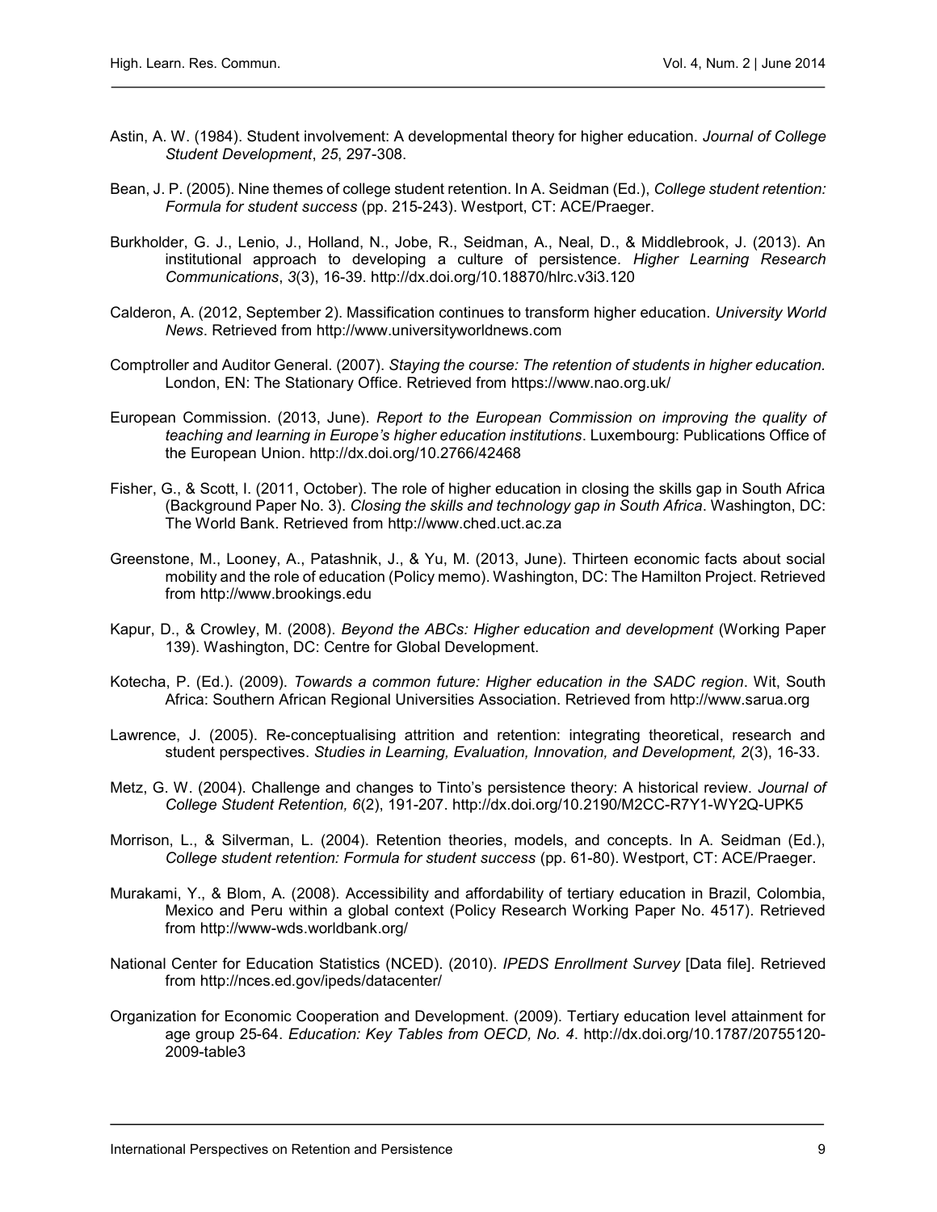Astin, A. W. (1984). Student involvement: A developmental theory for higher education. *Journal of College Student Development*, *25*, 297-308.

Bean, J. P. (2005). Nine themes of college student retention. In A. Seidman (Ed.), *College student retention: Formula for student success* (pp. 215-243). Westport, CT: ACE/Praeger.

Burkholder, G. J., Lenio, J., Holland, N., Jobe, R., Seidman, A., Neal, D., & Middlebrook, J. (2013). An institutional approach to developing a culture of persistence. *Higher Learning Research Communications*, *3*(3), 16-39. http://dx.doi.org/10.18870/hlrc.v3i3.120

Calderon, A. (2012, September 2). Massification continues to transform higher education. *University World News*. Retrieved from http://www.universityworldnews.com

Comptroller and Auditor General. (2007). *Staying the course: The retention of students in higher education.* London, EN: The Stationary Office. Retrieved from https://www.nao.org.uk/

European Commission. (2013, June). *Report to the European Commission on improving the quality of teaching and learning in Europe's higher education institutions*. Luxembourg: Publications Office of the European Union. http://dx.doi.org/10.2766/42468

Fisher, G., & Scott, I. (2011, October). The role of higher education in closing the skills gap in South Africa (Background Paper No. 3). *Closing the skills and technology gap in South Africa*. Washington, DC: The World Bank. Retrieved from http://www.ched.uct.ac.za

Greenstone, M., Looney, A., Patashnik, J., & Yu, M. (2013, June). Thirteen economic facts about social mobility and the role of education (Policy memo). Washington, DC: The Hamilton Project. Retrieved from http://www.brookings.edu

Kapur, D., & Crowley, M. (2008). *Beyond the ABCs: Higher education and development* (Working Paper 139). Washington, DC: Centre for Global Development.

Kotecha, P. (Ed.). (2009). *Towards a common future: Higher education in the SADC region*. Wit, South Africa: Southern African Regional Universities Association. Retrieved from http://www.sarua.org

Lawrence, J. (2005). Re-conceptualising attrition and retention: integrating theoretical, research and student perspectives. *Studies in Learning, Evaluation, Innovation, and Development, 2*(3), 16-33.

Metz, G. W. (2004). Challenge and changes to Tinto's persistence theory: A historical review. *Journal of College Student Retention, 6*(2), 191-207. http://dx.doi.org/10.2190/M2CC-R7Y1-WY2Q-UPK5

Morrison, L., & Silverman, L. (2004). Retention theories, models, and concepts. In A. Seidman (Ed.), *College student retention: Formula for student success* (pp. 61-80). Westport, CT: ACE/Praeger.

Murakami, Y., & Blom, A. (2008). Accessibility and affordability of tertiary education in Brazil, Colombia, Mexico and Peru within a global context (Policy Research Working Paper No. 4517). Retrieved from http://www-wds.worldbank.org/

National Center for Education Statistics (NCED). (2010). *IPEDS Enrollment Survey* [Data file]. Retrieved from http://nces.ed.gov/ipeds/datacenter/

Organization for Economic Cooperation and Development. (2009). Tertiary education level attainment for age group 25-64. *Education: Key Tables from OECD, No. 4*. http://dx.doi.org/10.1787/20755120-2009-table3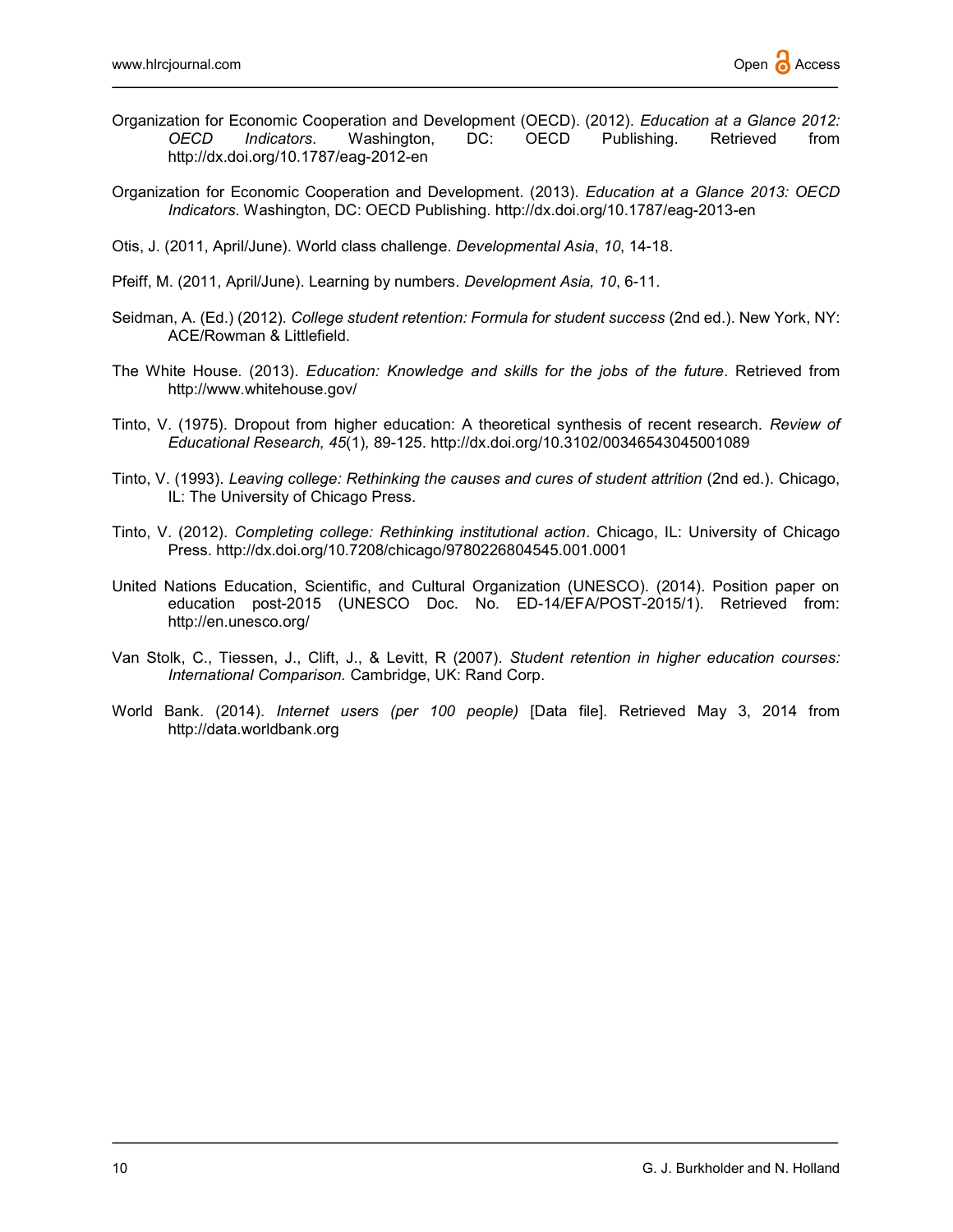Organization for Economic Cooperation and Development (OECD). (2012). *Education at a Glance 2012: OECD Indicators*. Washington, DC: OECD Publishing. Retrieved from http://dx.doi.org/10.1787/eag-2012-en

Organization for Economic Cooperation and Development. (2013). *Education at a Glance 2013: OECD Indicators*. Washington, DC: OECD Publishing. http://dx.doi.org/10.1787/eag-2013-en

Otis, J. (2011, April/June). World class challenge. *Developmental Asia*, *10*, 14-18.

Pfeiff, M. (2011, April/June). Learning by numbers. *Development Asia, 10*, 6-11.

Seidman, A. (Ed.) (2012). *College student retention: Formula for student success* (2nd ed.). New York, NY: ACE/Rowman & Littlefield.

The White House. (2013). *Education: Knowledge and skills for the jobs of the future*. Retrieved from http://www.whitehouse.gov/

Tinto, V. (1975). Dropout from higher education: A theoretical synthesis of recent research. *Review of Educational Research, 45*(1), 89-125. http://dx.doi.org/10.3102/00346543045001089

Tinto, V. (1993). *Leaving college: Rethinking the causes and cures of student attrition* (2nd ed.). Chicago, IL: The University of Chicago Press.

Tinto, V. (2012). *Completing college: Rethinking institutional action*. Chicago, IL: University of Chicago Press. http://dx.doi.org/10.7208/chicago/9780226804545.001.0001

United Nations Education, Scientific, and Cultural Organization (UNESCO). (2014). Position paper on education post-2015 (UNESCO Doc. No. ED-14/EFA/POST-2015/1). Retrieved from: http://en.unesco.org/

Van Stolk, C., Tiessen, J., Clift, J., & Levitt, R (2007). *Student retention in higher education courses: International Comparison.* Cambridge, UK: Rand Corp.

World Bank. (2014). *Internet users (per 100 people)* [Data file]. Retrieved May 3, 2014 from http://data.worldbank.org